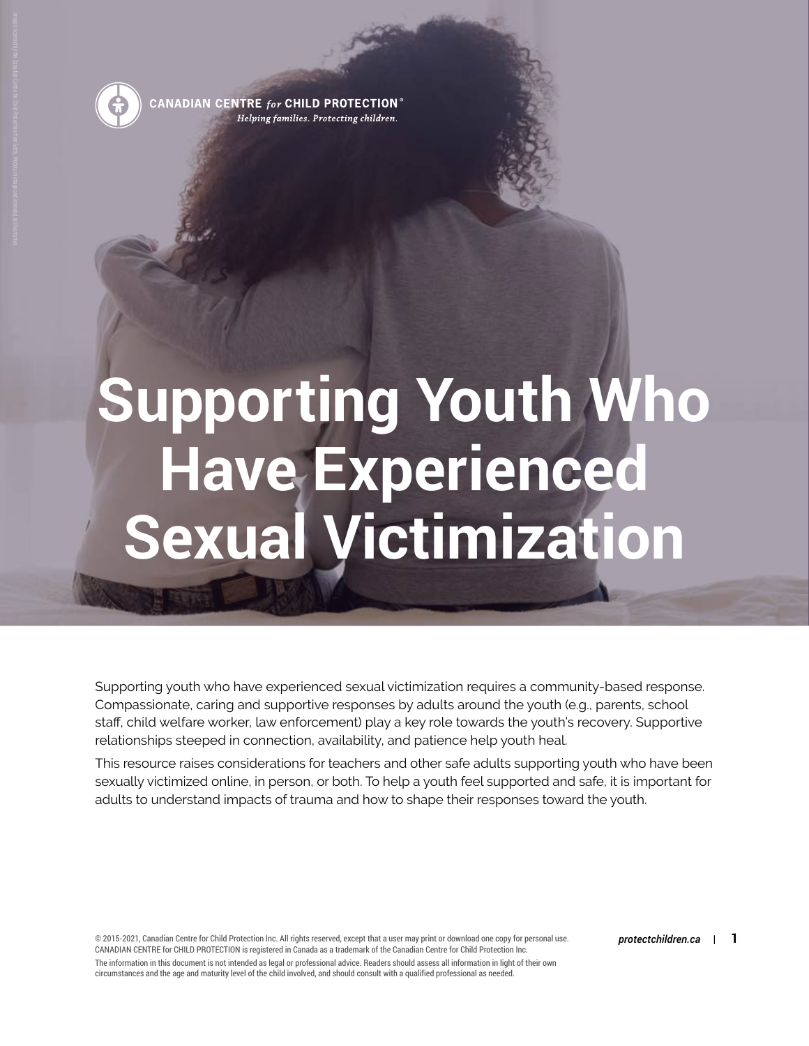CANADIAN CENTRE *for* CHILD PROTECTION®
*Helping families. Protecting children.*

# Supporting Youth Who Have Experienced Sexual Victimization

Supporting youth who have experienced sexual victimization requires a community-based response. Compassionate, caring and supportive responses by adults around the youth (e.g., parents, school staff, child welfare worker, law enforcement) play a key role towards the youth's recovery. Supportive relationships steeped in connection, availability, and patience help youth heal.

This resource raises considerations for teachers and other safe adults supporting youth who have been sexually victimized online, in person, or both. To help a youth feel supported and safe, it is important for adults to understand impacts of trauma and how to shape their responses toward the youth.

© 2015-2021, Canadian Centre for Child Protection Inc. All rights reserved, except that a user may print or download one copy for personal use. CANADIAN CENTRE for CHILD PROTECTION is registered in Canada as a trademark of the Canadian Centre for Child Protection Inc.

The information in this document is not intended as legal or professional advice. Readers should assess all information in light of their own circumstances and the age and maturity level of the child involved, and should consult with a qualified professional as needed.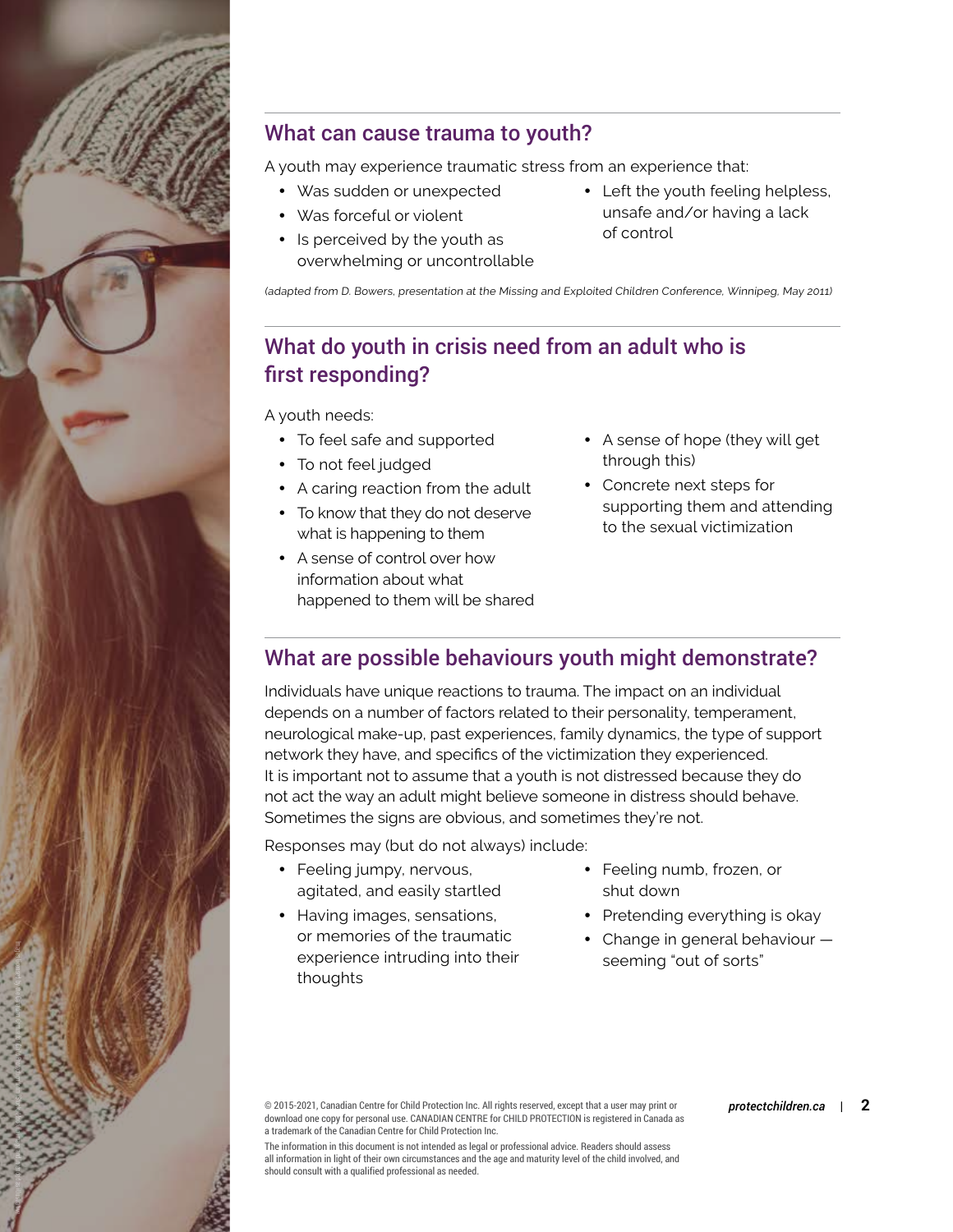## What can cause trauma to youth?

A youth may experience traumatic stress from an experience that:

- Was sudden or unexpected
- Was forceful or violent
- Is perceived by the youth as overwhelming or uncontrollable
- Left the youth feeling helpless, unsafe and/or having a lack of control

*(adapted from D. Bowers, presentation at the Missing and Exploited Children Conference, Winnipeg, May 2011)*

## What do youth in crisis need from an adult who is first responding?

A youth needs:

- To feel safe and supported
- To not feel judged
- A caring reaction from the adult
- To know that they do not deserve what is happening to them
- A sense of control over how information about what happened to them will be shared
- A sense of hope (they will get through this)
- Concrete next steps for supporting them and attending to the sexual victimization

## What are possible behaviours youth might demonstrate?

Individuals have unique reactions to trauma. The impact on an individual depends on a number of factors related to their personality, temperament, neurological make-up, past experiences, family dynamics, the type of support network they have, and specifics of the victimization they experienced. It is important not to assume that a youth is not distressed because they do not act the way an adult might believe someone in distress should behave. Sometimes the signs are obvious, and sometimes they're not.

Responses may (but do not always) include:

- Feeling jumpy, nervous, agitated, and easily startled
- Having images, sensations, or memories of the traumatic experience intruding into their thoughts
- Feeling numb, frozen, or shut down
- Pretending everything is okay
- Change in general behaviour — seeming "out of sorts"

© 2015-2021, Canadian Centre for Child Protection Inc. All rights reserved, except that a user may print or download one copy for personal use. CANADIAN CENTRE for CHILD PROTECTION is registered in Canada as a trademark of the Canadian Centre for Child Protection Inc.

The information in this document is not intended as legal or professional advice. Readers should assess all information in light of their own circumstances and the age and maturity level of the child involved, and should consult with a qualified professional as needed.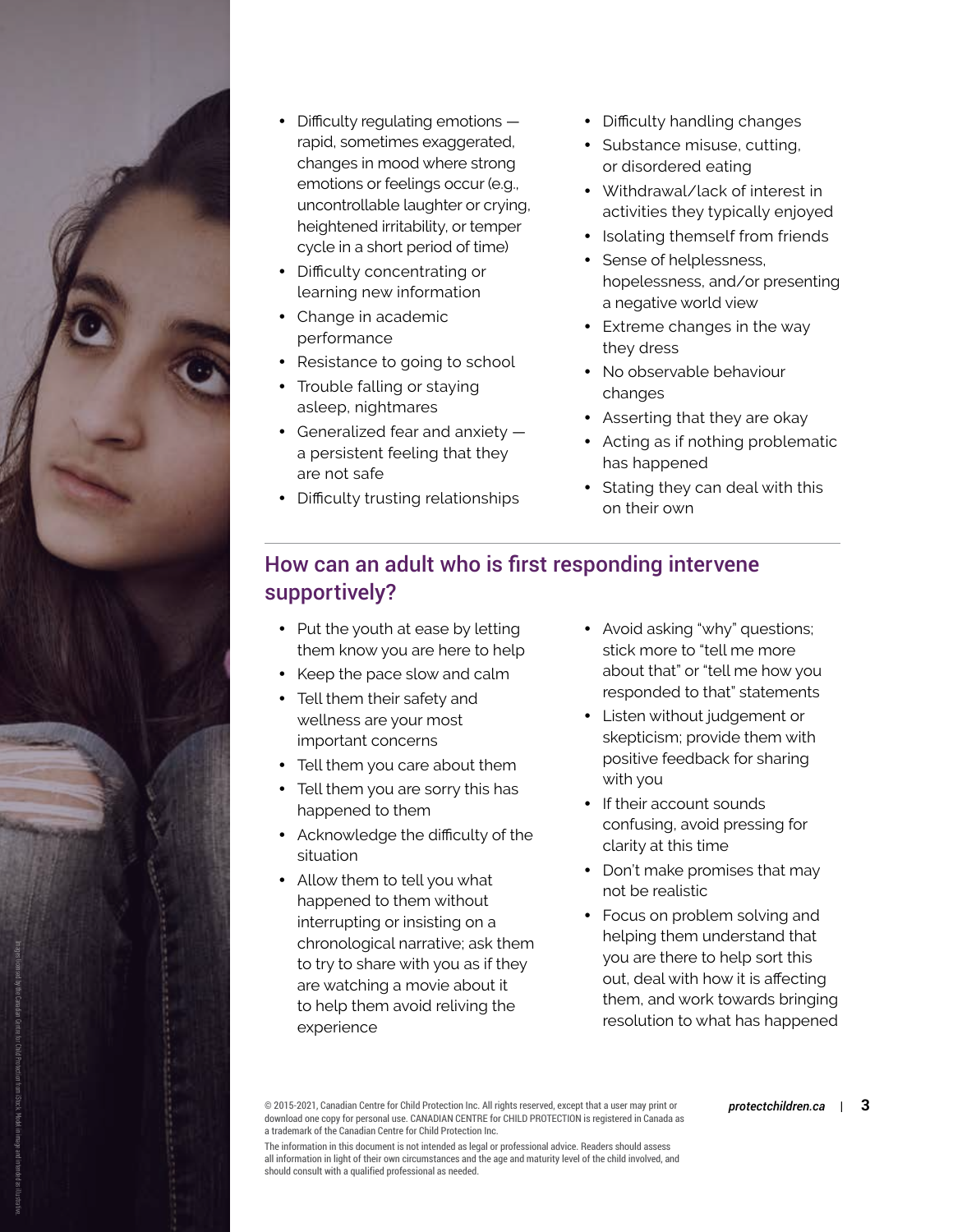- Difficulty regulating emotions — rapid, sometimes exaggerated, changes in mood where strong emotions or feelings occur (e.g., uncontrollable laughter or crying, heightened irritability, or temper cycle in a short period of time)
- Difficulty concentrating or learning new information
- Change in academic performance
- Resistance to going to school
- Trouble falling or staying asleep, nightmares
- Generalized fear and anxiety — a persistent feeling that they are not safe
- Difficulty trusting relationships
- Difficulty handling changes
- Substance misuse, cutting, or disordered eating
- Withdrawal/lack of interest in activities they typically enjoyed
- Isolating themself from friends
- Sense of helplessness, hopelessness, and/or presenting a negative world view
- Extreme changes in the way they dress
- No observable behaviour changes
- Asserting that they are okay
- Acting as if nothing problematic has happened
- Stating they can deal with this on their own

## How can an adult who is first responding intervene supportively?

- Put the youth at ease by letting them know you are here to help
- Keep the pace slow and calm
- Tell them their safety and wellness are your most important concerns
- Tell them you care about them
- Tell them you are sorry this has happened to them
- Acknowledge the difficulty of the situation
- Allow them to tell you what happened to them without interrupting or insisting on a chronological narrative; ask them to try to share with you as if they are watching a movie about it to help them avoid reliving the experience
- Avoid asking "why" questions; stick more to "tell me more about that" or "tell me how you responded to that" statements
- Listen without judgement or skepticism; provide them with positive feedback for sharing with you
- If their account sounds confusing, avoid pressing for clarity at this time
- Don't make promises that may not be realistic
- Focus on problem solving and helping them understand that you are there to help sort this out, deal with how it is affecting them, and work towards bringing resolution to what has happened

© 2015-2021, Canadian Centre for Child Protection Inc. All rights reserved, except that a user may print or download one copy for personal use. CANADIAN CENTRE for CHILD PROTECTION is registered in Canada as a trademark of the Canadian Centre for Child Protection Inc.

The information in this document is not intended as legal or professional advice. Readers should assess all information in light of their own circumstances and the age and maturity level of the child involved, and should consult with a qualified professional as needed.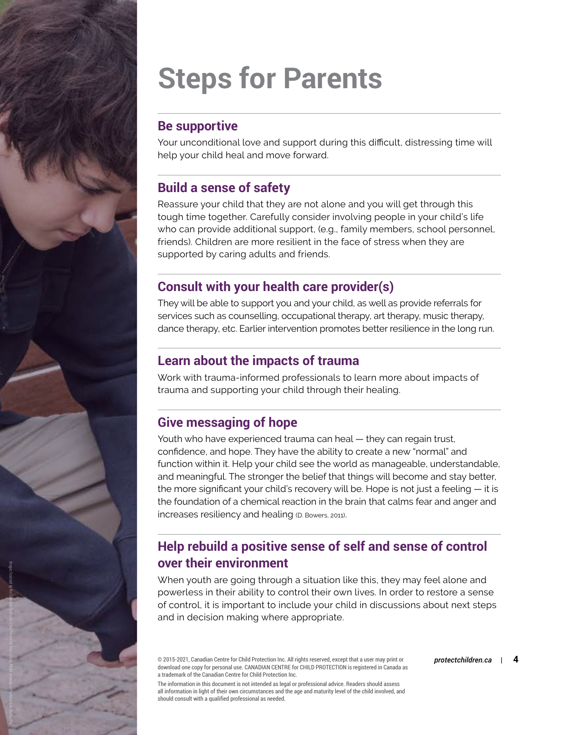# Steps for Parents

## Be supportive

Your unconditional love and support during this difficult, distressing time will help your child heal and move forward.

## Build a sense of safety

Reassure your child that they are not alone and you will get through this tough time together. Carefully consider involving people in your child's life who can provide additional support, (e.g., family members, school personnel, friends). Children are more resilient in the face of stress when they are supported by caring adults and friends.

## Consult with your health care provider(s)

They will be able to support you and your child, as well as provide referrals for services such as counselling, occupational therapy, art therapy, music therapy, dance therapy, etc. Earlier intervention promotes better resilience in the long run.

## Learn about the impacts of trauma

Work with trauma-informed professionals to learn more about impacts of trauma and supporting your child through their healing.

## Give messaging of hope

Youth who have experienced trauma can heal — they can regain trust, confidence, and hope. They have the ability to create a new "normal" and function within it. Help your child see the world as manageable, understandable, and meaningful. The stronger the belief that things will become and stay better, the more significant your child's recovery will be. Hope is not just a feeling — it is the foundation of a chemical reaction in the brain that calms fear and anger and increases resiliency and healing (D. Bowers, 2011).

## Help rebuild a positive sense of self and sense of control over their environment

When youth are going through a situation like this, they may feel alone and powerless in their ability to control their own lives. In order to restore a sense of control, it is important to include your child in discussions about next steps and in decision making where appropriate.

© 2015-2021, Canadian Centre for Child Protection Inc. All rights reserved, except that a user may print or download one copy for personal use. CANADIAN CENTRE for CHILD PROTECTION is registered in Canada as a trademark of the Canadian Centre for Child Protection Inc.

The information in this document is not intended as legal or professional advice. Readers should assess all information in light of their own circumstances and the age and maturity level of the child involved, and should consult with a qualified professional as needed.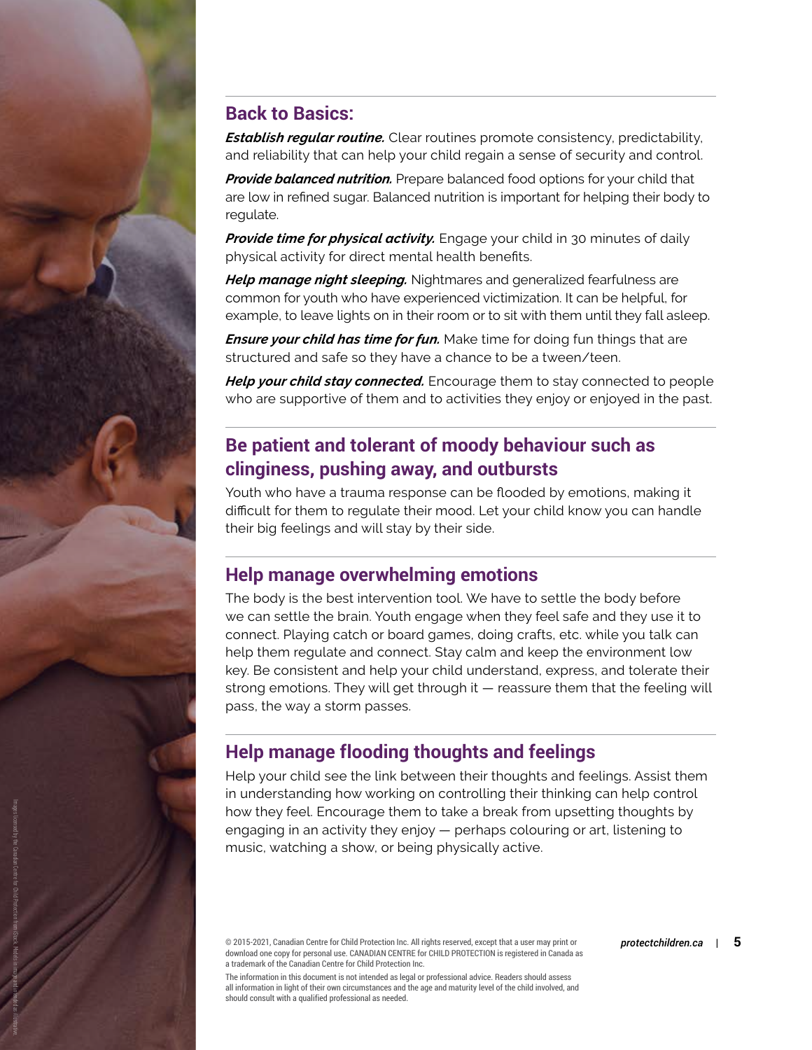## Back to Basics:

***Establish regular routine.*** Clear routines promote consistency, predictability, and reliability that can help your child regain a sense of security and control.

***Provide balanced nutrition.*** Prepare balanced food options for your child that are low in refined sugar. Balanced nutrition is important for helping their body to regulate.

***Provide time for physical activity.*** Engage your child in 30 minutes of daily physical activity for direct mental health benefits.

***Help manage night sleeping.*** Nightmares and generalized fearfulness are common for youth who have experienced victimization. It can be helpful, for example, to leave lights on in their room or to sit with them until they fall asleep.

***Ensure your child has time for fun.*** Make time for doing fun things that are structured and safe so they have a chance to be a tween/teen.

***Help your child stay connected.*** Encourage them to stay connected to people who are supportive of them and to activities they enjoy or enjoyed in the past.

## Be patient and tolerant of moody behaviour such as clinginess, pushing away, and outbursts

Youth who have a trauma response can be flooded by emotions, making it difficult for them to regulate their mood. Let your child know you can handle their big feelings and will stay by their side.

## Help manage overwhelming emotions

The body is the best intervention tool. We have to settle the body before we can settle the brain. Youth engage when they feel safe and they use it to connect. Playing catch or board games, doing crafts, etc. while you talk can help them regulate and connect. Stay calm and keep the environment low key. Be consistent and help your child understand, express, and tolerate their strong emotions. They will get through it — reassure them that the feeling will pass, the way a storm passes.

## Help manage flooding thoughts and feelings

Help your child see the link between their thoughts and feelings. Assist them in understanding how working on controlling their thinking can help control how they feel. Encourage them to take a break from upsetting thoughts by engaging in an activity they enjoy — perhaps colouring or art, listening to music, watching a show, or being physically active.

© 2015-2021, Canadian Centre for Child Protection Inc. All rights reserved, except that a user may print or download one copy for personal use. CANADIAN CENTRE for CHILD PROTECTION is registered in Canada as a trademark of the Canadian Centre for Child Protection Inc.

The information in this document is not intended as legal or professional advice. Readers should assess all information in light of their own circumstances and the age and maturity level of the child involved, and should consult with a qualified professional as needed.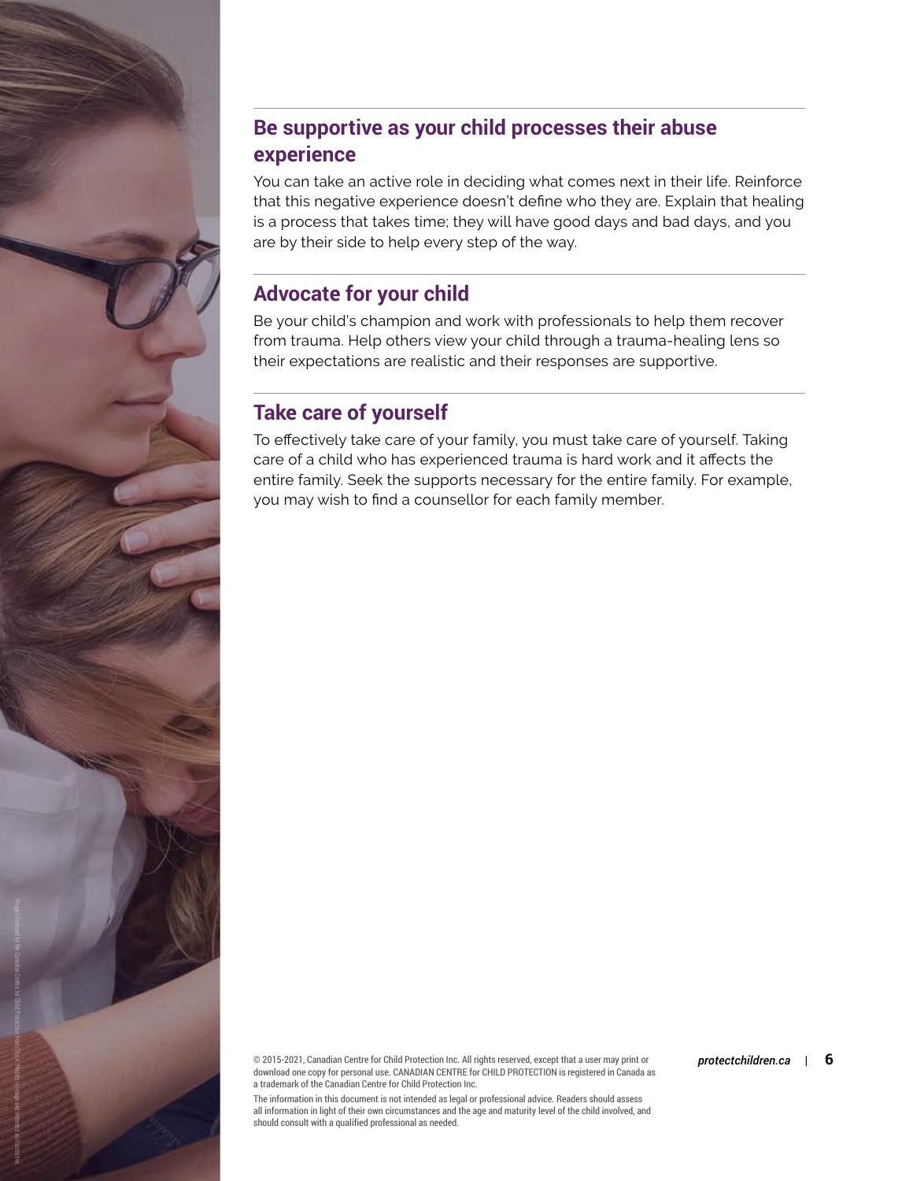## Be supportive as your child processes their abuse experience

You can take an active role in deciding what comes next in their life. Reinforce that this negative experience doesn't define who they are. Explain that healing is a process that takes time; they will have good days and bad days, and you are by their side to help every step of the way.

## Advocate for your child

Be your child's champion and work with professionals to help them recover from trauma. Help others view your child through a trauma-healing lens so their expectations are realistic and their responses are supportive.

## Take care of yourself

To effectively take care of your family, you must take care of yourself. Taking care of a child who has experienced trauma is hard work and it affects the entire family. Seek the supports necessary for the entire family. For example, you may wish to find a counsellor for each family member.

© 2015-2021, Canadian Centre for Child Protection Inc. All rights reserved, except that a user may print or download one copy for personal use. CANADIAN CENTRE for CHILD PROTECTION is registered in Canada as a trademark of the Canadian Centre for Child Protection Inc.

The information in this document is not intended as legal or professional advice. Readers should assess all information in light of their own circumstances and the age and maturity level of the child involved, and should consult with a qualified professional as needed.

*protectchildren.ca*